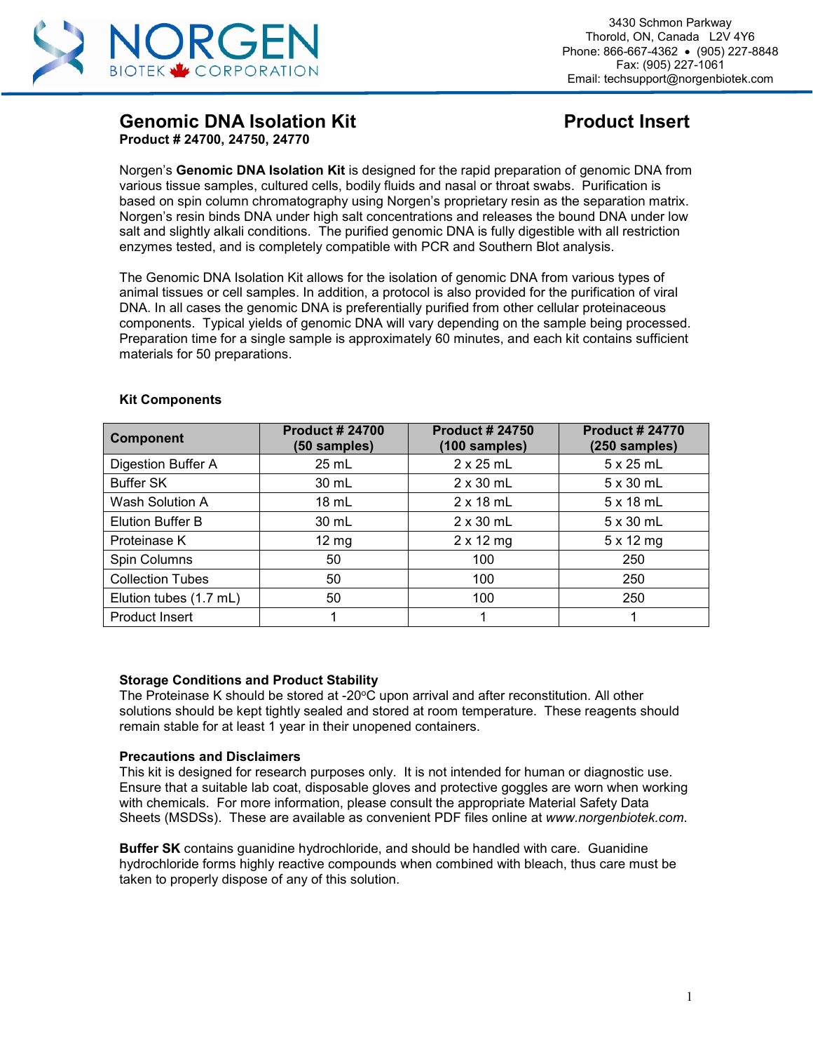# Genomic DNA Isolation Kit

**Product Insert**

**Product # 24700, 24750, 24770**

Norgen's **Genomic DNA Isolation Kit** is designed for the rapid preparation of genomic DNA from various tissue samples, cultured cells, bodily fluids and nasal or throat swabs. Purification is based on spin column chromatography using Norgen's proprietary resin as the separation matrix. Norgen's resin binds DNA under high salt concentrations and releases the bound DNA under low salt and slightly alkali conditions. The purified genomic DNA is fully digestible with all restriction enzymes tested, and is completely compatible with PCR and Southern Blot analysis.

The Genomic DNA Isolation Kit allows for the isolation of genomic DNA from various types of animal tissues or cell samples. In addition, a protocol is also provided for the purification of viral DNA. In all cases the genomic DNA is preferentially purified from other cellular proteinaceous components. Typical yields of genomic DNA will vary depending on the sample being processed. Preparation time for a single sample is approximately 60 minutes, and each kit contains sufficient materials for 50 preparations.

### Kit Components

| Component | Product # 24700 (50 samples) | Product # 24750 (100 samples) | Product # 24770 (250 samples) |
|---|---|---|---|
| Digestion Buffer A | 25 mL | 2 x 25 mL | 5 x 25 mL |
| Buffer SK | 30 mL | 2 x 30 mL | 5 x 30 mL |
| Wash Solution A | 18 mL | 2 x 18 mL | 5 x 18 mL |
| Elution Buffer B | 30 mL | 2 x 30 mL | 5 x 30 mL |
| Proteinase K | 12 mg | 2 x 12 mg | 5 x 12 mg |
| Spin Columns | 50 | 100 | 250 |
| Collection Tubes | 50 | 100 | 250 |
| Elution tubes (1.7 mL) | 50 | 100 | 250 |
| Product Insert | 1 | 1 | 1 |

### Storage Conditions and Product Stability

The Proteinase K should be stored at -20$^{o}$C upon arrival and after reconstitution. All other solutions should be kept tightly sealed and stored at room temperature. These reagents should remain stable for at least 1 year in their unopened containers.

### Precautions and Disclaimers

This kit is designed for research purposes only. It is not intended for human or diagnostic use. Ensure that a suitable lab coat, disposable gloves and protective goggles are worn when working with chemicals. For more information, please consult the appropriate Material Safety Data Sheets (MSDSs). These are available as convenient PDF files online at *www.norgenbiotek.com*.

**Buffer SK** contains guanidine hydrochloride, and should be handled with care. Guanidine hydrochloride forms highly reactive compounds when combined with bleach, thus care must be taken to properly dispose of any of this solution.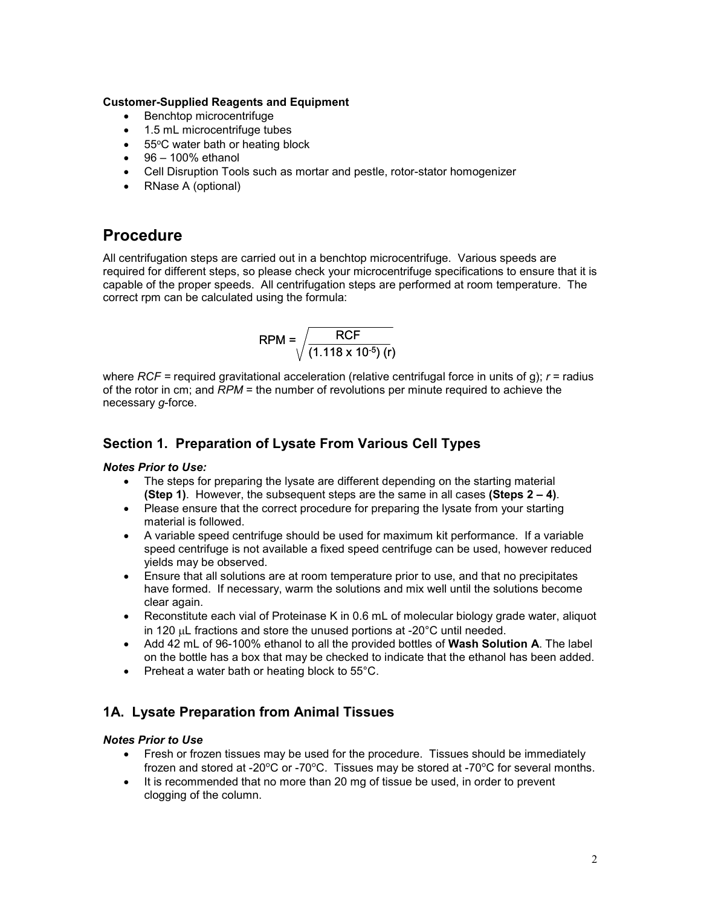**Customer-Supplied Reagents and Equipment**

- Benchtop microcentrifuge
- 1.5 mL microcentrifuge tubes
- 55°C water bath or heating block
- 96 – 100% ethanol
- Cell Disruption Tools such as mortar and pestle, rotor-stator homogenizer
- RNase A (optional)

# Procedure

All centrifugation steps are carried out in a benchtop microcentrifuge. Various speeds are required for different steps, so please check your microcentrifuge specifications to ensure that it is capable of the proper speeds. All centrifugation steps are performed at room temperature. The correct rpm can be calculated using the formula:

$$\text{RPM} = \sqrt{\frac{\text{RCF}}{(1.118 \times 10^{-5})\ (r)}}$$

where *RCF* = required gravitational acceleration (relative centrifugal force in units of g); *r* = radius of the rotor in cm; and *RPM* = the number of revolutions per minute required to achieve the necessary *g*-force.

## Section 1. Preparation of Lysate From Various Cell Types

***Notes Prior to Use:***

- The steps for preparing the lysate are different depending on the starting material **(Step 1)**. However, the subsequent steps are the same in all cases **(Steps 2 – 4)**.
- Please ensure that the correct procedure for preparing the lysate from your starting material is followed.
- A variable speed centrifuge should be used for maximum kit performance. If a variable speed centrifuge is not available a fixed speed centrifuge can be used, however reduced yields may be observed.
- Ensure that all solutions are at room temperature prior to use, and that no precipitates have formed. If necessary, warm the solutions and mix well until the solutions become clear again.
- Reconstitute each vial of Proteinase K in 0.6 mL of molecular biology grade water, aliquot in 120 μL fractions and store the unused portions at -20°C until needed.
- Add 42 mL of 96-100% ethanol to all the provided bottles of **Wash Solution A**. The label on the bottle has a box that may be checked to indicate that the ethanol has been added.
- Preheat a water bath or heating block to 55°C.

## 1A. Lysate Preparation from Animal Tissues

***Notes Prior to Use***

- Fresh or frozen tissues may be used for the procedure. Tissues should be immediately frozen and stored at -20°C or -70°C. Tissues may be stored at -70°C for several months.
- It is recommended that no more than 20 mg of tissue be used, in order to prevent clogging of the column.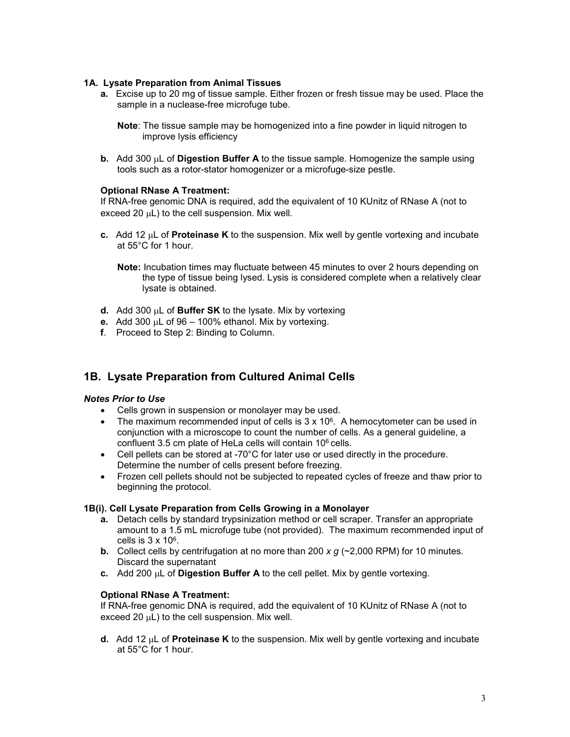### 1A. Lysate Preparation from Animal Tissues

**a.** Excise up to 20 mg of tissue sample. Either frozen or fresh tissue may be used. Place the sample in a nuclease-free microfuge tube.

**Note**: The tissue sample may be homogenized into a fine powder in liquid nitrogen to improve lysis efficiency

**b.** Add 300 μL of **Digestion Buffer A** to the tissue sample. Homogenize the sample using tools such as a rotor-stator homogenizer or a microfuge-size pestle.

**Optional RNase A Treatment:**
If RNA-free genomic DNA is required, add the equivalent of 10 KUnitz of RNase A (not to exceed 20 μL) to the cell suspension. Mix well.

**c.** Add 12 μL of **Proteinase K** to the suspension. Mix well by gentle vortexing and incubate at 55°C for 1 hour.

**Note:** Incubation times may fluctuate between 45 minutes to over 2 hours depending on the type of tissue being lysed. Lysis is considered complete when a relatively clear lysate is obtained.

**d.** Add 300 μL of **Buffer SK** to the lysate. Mix by vortexing

**e.** Add 300 μL of 96 – 100% ethanol. Mix by vortexing.

**f**. Proceed to Step 2: Binding to Column.

## 1B. Lysate Preparation from Cultured Animal Cells

***Notes Prior to Use***

- Cells grown in suspension or monolayer may be used.
- The maximum recommended input of cells is $3 \times 10^6$. A hemocytometer can be used in conjunction with a microscope to count the number of cells. As a general guideline, a confluent 3.5 cm plate of HeLa cells will contain $10^6$ cells.
- Cell pellets can be stored at -70°C for later use or used directly in the procedure. Determine the number of cells present before freezing.
- Frozen cell pellets should not be subjected to repeated cycles of freeze and thaw prior to beginning the protocol.

### 1B(i). Cell Lysate Preparation from Cells Growing in a Monolayer

**a.** Detach cells by standard trypsinization method or cell scraper. Transfer an appropriate amount to a 1.5 mL microfuge tube (not provided). The maximum recommended input of cells is $3 \times 10^6$.

**b.** Collect cells by centrifugation at no more than 200 *x g* (~2,000 RPM) for 10 minutes. Discard the supernatant

**c.** Add 200 μL of **Digestion Buffer A** to the cell pellet. Mix by gentle vortexing.

**Optional RNase A Treatment:**
If RNA-free genomic DNA is required, add the equivalent of 10 KUnitz of RNase A (not to exceed 20 μL) to the cell suspension. Mix well.

**d.** Add 12 μL of **Proteinase K** to the suspension. Mix well by gentle vortexing and incubate at 55°C for 1 hour.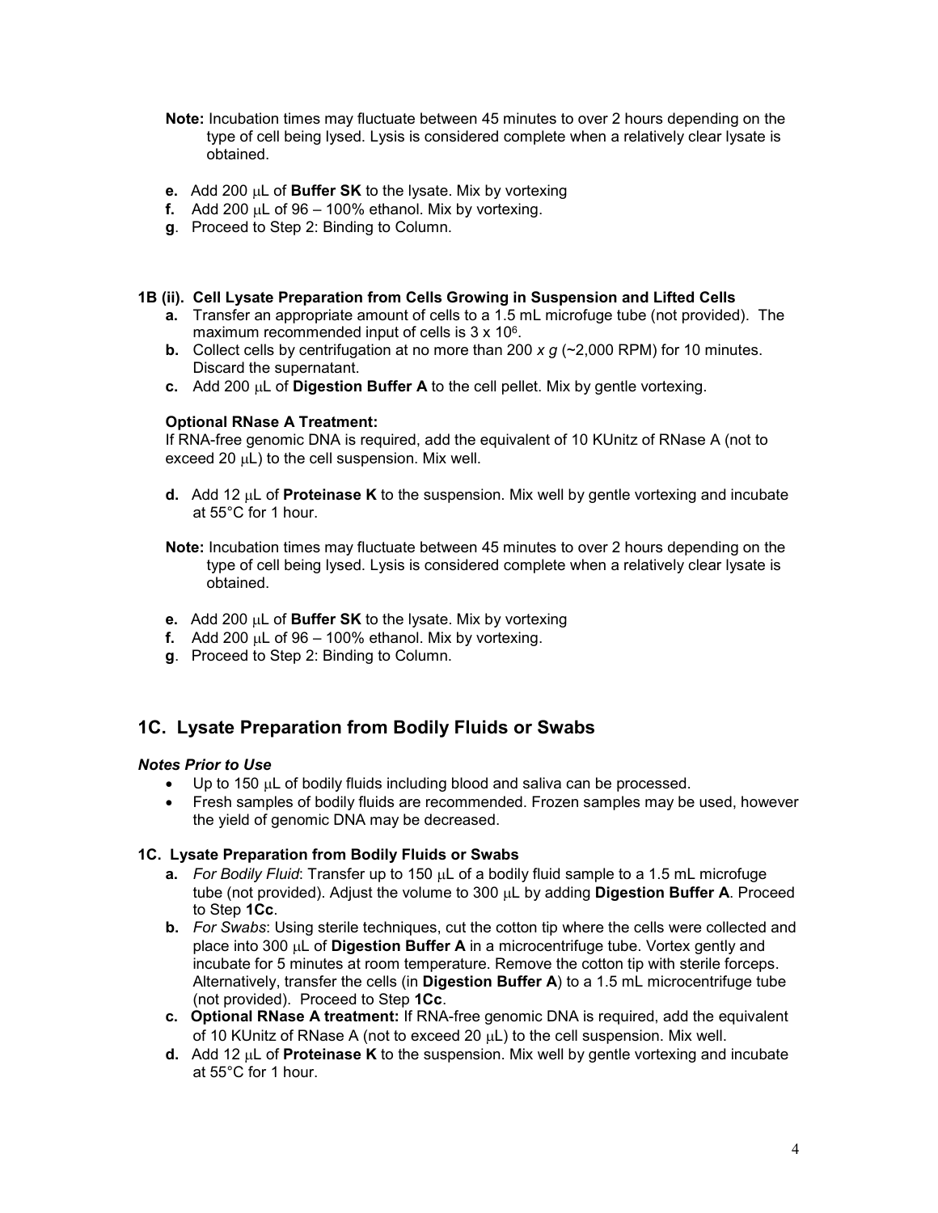**Note:** Incubation times may fluctuate between 45 minutes to over 2 hours depending on the type of cell being lysed. Lysis is considered complete when a relatively clear lysate is obtained.

**e.** Add 200 μL of **Buffer SK** to the lysate. Mix by vortexing

**f.** Add 200 μL of 96 – 100% ethanol. Mix by vortexing.

**g**. Proceed to Step 2: Binding to Column.

**1B (ii). Cell Lysate Preparation from Cells Growing in Suspension and Lifted Cells**

**a.** Transfer an appropriate amount of cells to a 1.5 mL microfuge tube (not provided). The maximum recommended input of cells is 3 x $10^6$.

**b.** Collect cells by centrifugation at no more than 200 *x g* (~2,000 RPM) for 10 minutes. Discard the supernatant.

**c.** Add 200 μL of **Digestion Buffer A** to the cell pellet. Mix by gentle vortexing.

**Optional RNase A Treatment:**
If RNA-free genomic DNA is required, add the equivalent of 10 KUnitz of RNase A (not to exceed 20 μL) to the cell suspension. Mix well.

**d.** Add 12 μL of **Proteinase K** to the suspension. Mix well by gentle vortexing and incubate at 55°C for 1 hour.

**Note:** Incubation times may fluctuate between 45 minutes to over 2 hours depending on the type of cell being lysed. Lysis is considered complete when a relatively clear lysate is obtained.

**e.** Add 200 μL of **Buffer SK** to the lysate. Mix by vortexing

**f.** Add 200 μL of 96 – 100% ethanol. Mix by vortexing.

**g**. Proceed to Step 2: Binding to Column.

## 1C. Lysate Preparation from Bodily Fluids or Swabs

***Notes Prior to Use***

- Up to 150 μL of bodily fluids including blood and saliva can be processed.
- Fresh samples of bodily fluids are recommended. Frozen samples may be used, however the yield of genomic DNA may be decreased.

**1C. Lysate Preparation from Bodily Fluids or Swabs**

**a.** *For Bodily Fluid*: Transfer up to 150 μL of a bodily fluid sample to a 1.5 mL microfuge tube (not provided). Adjust the volume to 300 μL by adding **Digestion Buffer A**. Proceed to Step **1Cc**.

**b.** *For Swabs*: Using sterile techniques, cut the cotton tip where the cells were collected and place into 300 μL of **Digestion Buffer A** in a microcentrifuge tube. Vortex gently and incubate for 5 minutes at room temperature. Remove the cotton tip with sterile forceps. Alternatively, transfer the cells (in **Digestion Buffer A**) to a 1.5 mL microcentrifuge tube (not provided). Proceed to Step **1Cc**.

**c. Optional RNase A treatment:** If RNA-free genomic DNA is required, add the equivalent of 10 KUnitz of RNase A (not to exceed 20 μL) to the cell suspension. Mix well.

**d.** Add 12 μL of **Proteinase K** to the suspension. Mix well by gentle vortexing and incubate at 55°C for 1 hour.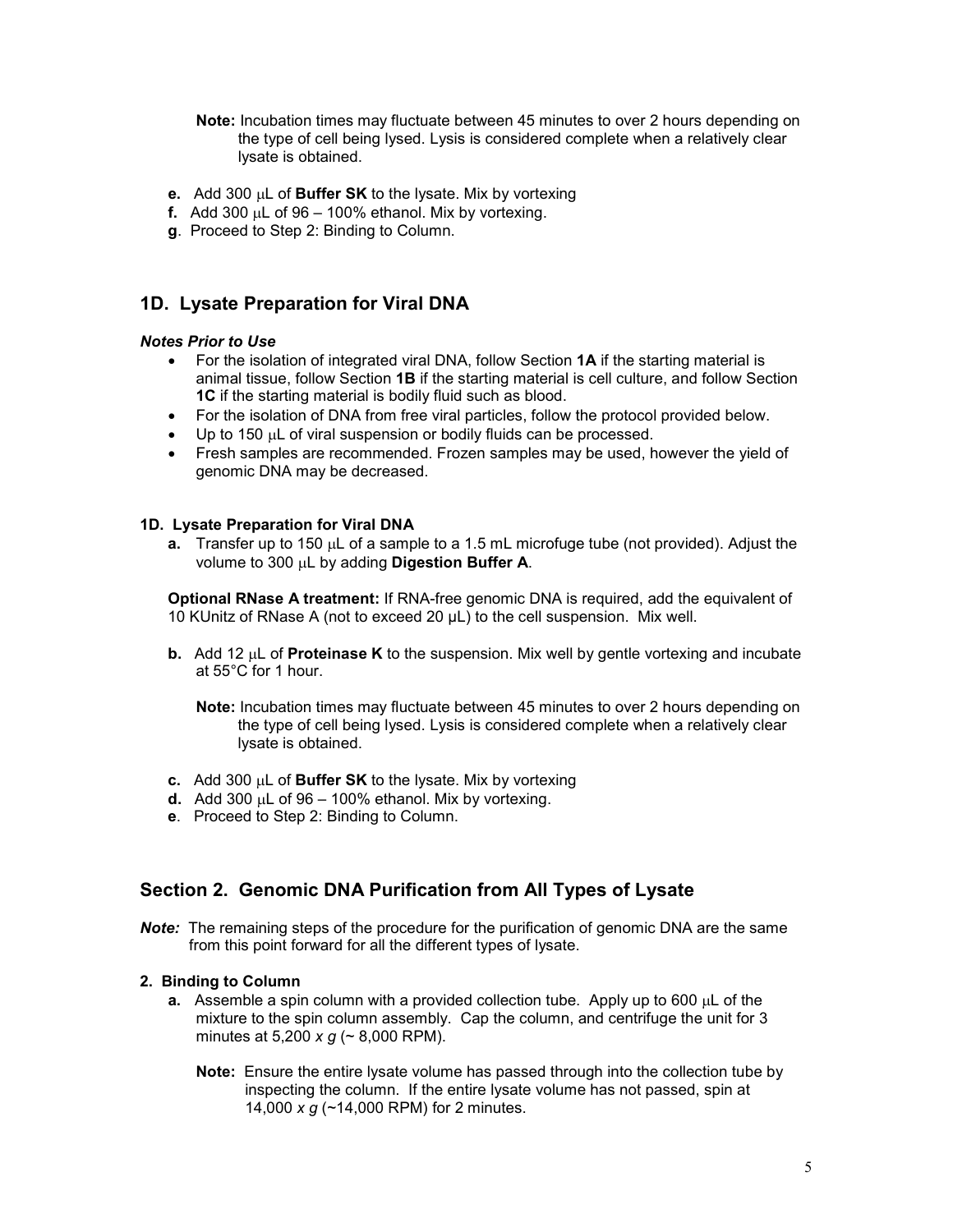**Note:** Incubation times may fluctuate between 45 minutes to over 2 hours depending on the type of cell being lysed. Lysis is considered complete when a relatively clear lysate is obtained.

**e.** Add 300 μL of **Buffer SK** to the lysate. Mix by vortexing

**f.** Add 300 μL of 96 – 100% ethanol. Mix by vortexing.

**g**. Proceed to Step 2: Binding to Column.

## 1D. Lysate Preparation for Viral DNA

***Notes Prior to Use***

- For the isolation of integrated viral DNA, follow Section **1A** if the starting material is animal tissue, follow Section **1B** if the starting material is cell culture, and follow Section **1C** if the starting material is bodily fluid such as blood.
- For the isolation of DNA from free viral particles, follow the protocol provided below.
- Up to 150 μL of viral suspension or bodily fluids can be processed.
- Fresh samples are recommended. Frozen samples may be used, however the yield of genomic DNA may be decreased.

**1D. Lysate Preparation for Viral DNA**

**a.** Transfer up to 150 μL of a sample to a 1.5 mL microfuge tube (not provided). Adjust the volume to 300 μL by adding **Digestion Buffer A**.

**Optional RNase A treatment:** If RNA-free genomic DNA is required, add the equivalent of 10 KUnitz of RNase A (not to exceed 20 µL) to the cell suspension. Mix well.

**b.** Add 12 μL of **Proteinase K** to the suspension. Mix well by gentle vortexing and incubate at 55°C for 1 hour.

**Note:** Incubation times may fluctuate between 45 minutes to over 2 hours depending on the type of cell being lysed. Lysis is considered complete when a relatively clear lysate is obtained.

**c.** Add 300 μL of **Buffer SK** to the lysate. Mix by vortexing

**d.** Add 300 μL of 96 – 100% ethanol. Mix by vortexing.

**e**. Proceed to Step 2: Binding to Column.

## Section 2. Genomic DNA Purification from All Types of Lysate

***Note:*** The remaining steps of the procedure for the purification of genomic DNA are the same from this point forward for all the different types of lysate.

**2. Binding to Column**

**a.** Assemble a spin column with a provided collection tube. Apply up to 600 μL of the mixture to the spin column assembly. Cap the column, and centrifuge the unit for 3 minutes at 5,200 *x g* (~ 8,000 RPM).

**Note:** Ensure the entire lysate volume has passed through into the collection tube by inspecting the column. If the entire lysate volume has not passed, spin at 14,000 *x g* (~14,000 RPM) for 2 minutes.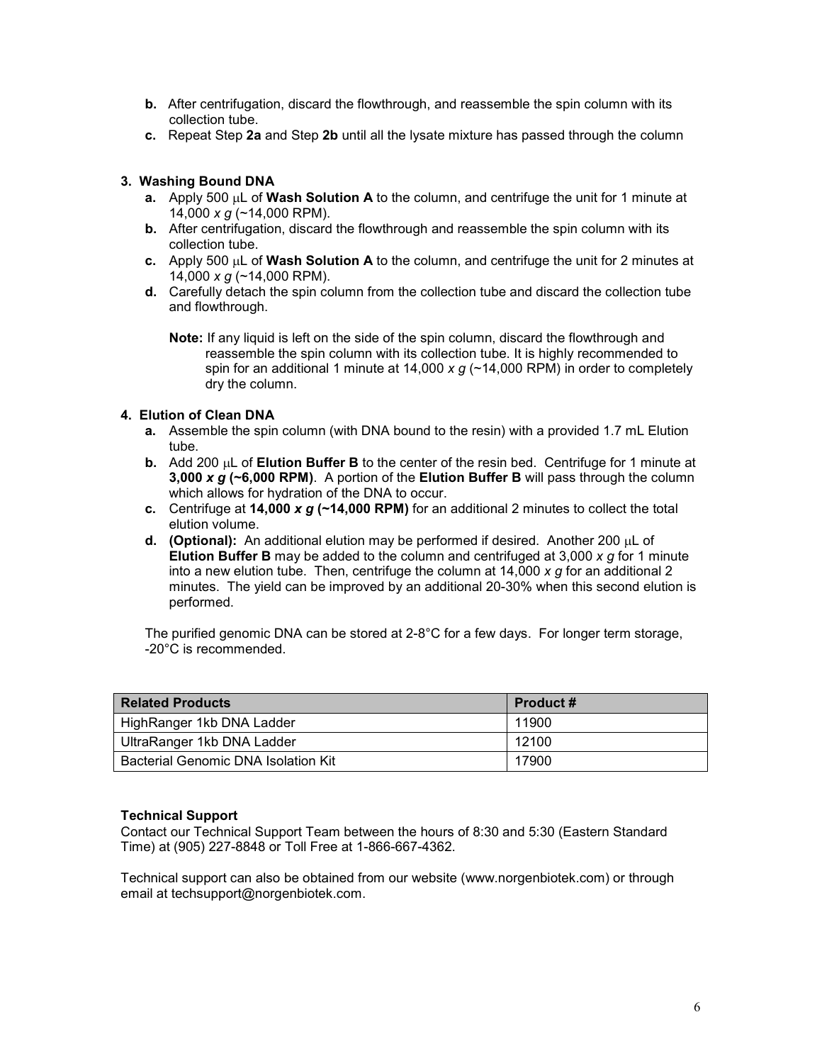**b.** After centrifugation, discard the flowthrough, and reassemble the spin column with its collection tube.

**c.** Repeat Step **2a** and Step **2b** until all the lysate mixture has passed through the column

**3. Washing Bound DNA**

**a.** Apply 500 μL of **Wash Solution A** to the column, and centrifuge the unit for 1 minute at 14,000 *x g* (~14,000 RPM).

**b.** After centrifugation, discard the flowthrough and reassemble the spin column with its collection tube.

**c.** Apply 500 μL of **Wash Solution A** to the column, and centrifuge the unit for 2 minutes at 14,000 *x g* (~14,000 RPM).

**d.** Carefully detach the spin column from the collection tube and discard the collection tube and flowthrough.

**Note:** If any liquid is left on the side of the spin column, discard the flowthrough and reassemble the spin column with its collection tube. It is highly recommended to spin for an additional 1 minute at 14,000 *x g* (~14,000 RPM) in order to completely dry the column.

**4. Elution of Clean DNA**

**a.** Assemble the spin column (with DNA bound to the resin) with a provided 1.7 mL Elution tube.

**b.** Add 200 μL of **Elution Buffer B** to the center of the resin bed. Centrifuge for 1 minute at **3,000 *x g* (~6,000 RPM)**. A portion of the **Elution Buffer B** will pass through the column which allows for hydration of the DNA to occur.

**c.** Centrifuge at **14,000 *x g* (~14,000 RPM)** for an additional 2 minutes to collect the total elution volume.

**d. (Optional):** An additional elution may be performed if desired. Another 200 μL of **Elution Buffer B** may be added to the column and centrifuged at 3,000 *x g* for 1 minute into a new elution tube. Then, centrifuge the column at 14,000 *x g* for an additional 2 minutes. The yield can be improved by an additional 20-30% when this second elution is performed.

The purified genomic DNA can be stored at 2-8°C for a few days. For longer term storage, -20°C is recommended.

| Related Products | Product # |
| --- | --- |
| HighRanger 1kb DNA Ladder | 11900 |
| UltraRanger 1kb DNA Ladder | 12100 |
| Bacterial Genomic DNA Isolation Kit | 17900 |

**Technical Support**

Contact our Technical Support Team between the hours of 8:30 and 5:30 (Eastern Standard Time) at (905) 227-8848 or Toll Free at 1-866-667-4362.

Technical support can also be obtained from our website (www.norgenbiotek.com) or through email at techsupport@norgenbiotek.com.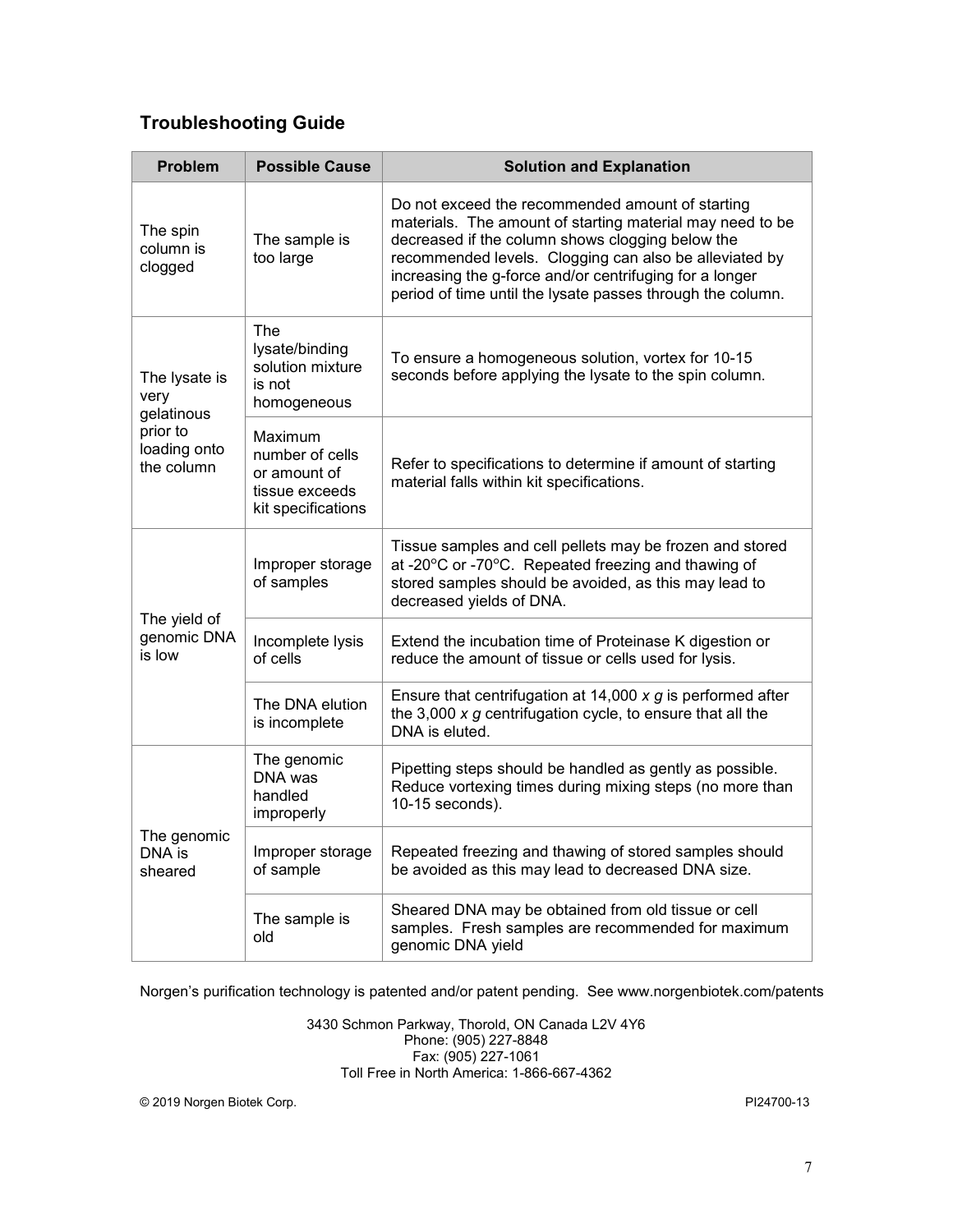## Troubleshooting Guide

| Problem | Possible Cause | Solution and Explanation |
|---|---|---|
| The spin column is clogged | The sample is too large | Do not exceed the recommended amount of starting materials. The amount of starting material may need to be decreased if the column shows clogging below the recommended levels. Clogging can also be alleviated by increasing the g-force and/or centrifuging for a longer period of time until the lysate passes through the column. |
| The lysate is very gelatinous prior to loading onto the column | The lysate/binding solution mixture is not homogeneous | To ensure a homogeneous solution, vortex for 10-15 seconds before applying the lysate to the spin column. |
| | Maximum number of cells or amount of tissue exceeds kit specifications | Refer to specifications to determine if amount of starting material falls within kit specifications. |
| The yield of genomic DNA is low | Improper storage of samples | Tissue samples and cell pellets may be frozen and stored at -20°C or -70°C. Repeated freezing and thawing of stored samples should be avoided, as this may lead to decreased yields of DNA. |
| | Incomplete lysis of cells | Extend the incubation time of Proteinase K digestion or reduce the amount of tissue or cells used for lysis. |
| | The DNA elution is incomplete | Ensure that centrifugation at 14,000 *x g* is performed after the 3,000 *x g* centrifugation cycle, to ensure that all the DNA is eluted. |
| The genomic DNA is sheared | The genomic DNA was handled improperly | Pipetting steps should be handled as gently as possible. Reduce vortexing times during mixing steps (no more than 10-15 seconds). |
| | Improper storage of sample | Repeated freezing and thawing of stored samples should be avoided as this may lead to decreased DNA size. |
| | The sample is old | Sheared DNA may be obtained from old tissue or cell samples. Fresh samples are recommended for maximum genomic DNA yield |

Norgen's purification technology is patented and/or patent pending. See www.norgenbiotek.com/patents

3430 Schmon Parkway, Thorold, ON Canada L2V 4Y6
Phone: (905) 227-8848
Fax: (905) 227-1061
Toll Free in North America: 1-866-667-4362

© 2019 Norgen Biotek Corp.

PI24700-13